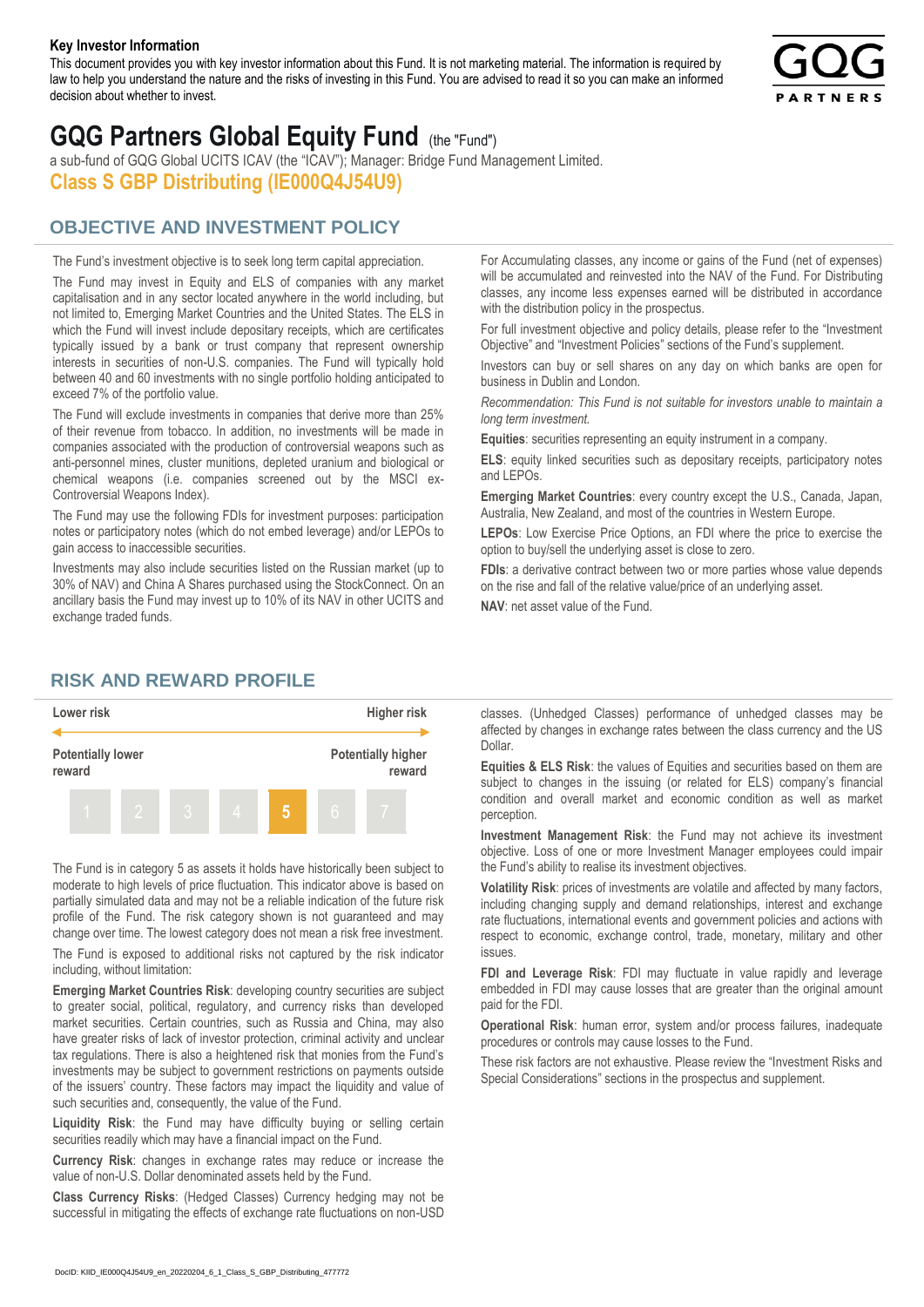**Key Investor Information**

This document provides you with key investor information about this Fund. It is not marketing material. The information is required by law to help you understand the nature and the risks of investing in this Fund. You are advised to read it so you can make an informed decision about whether to invest.

# GQG Partners Global Equity Fund (the "Fund")

a sub-fund of GQG Global UCITS ICAV (the "ICAV"); Manager: Bridge Fund Management Limited.

**Class S GBP Distributing (IE000Q4J54U9)**

## OBJECTIVE AND INVESTMENT POLICY

The Fund's investment objective is to seek long term capital appreciation.

The Fund may invest in Equity and ELS of companies with any market capitalisation and in any sector located anywhere in the world including, but not limited to, Emerging Market Countries and the United States. The ELS in which the Fund will invest include depositary receipts, which are certificates typically issued by a bank or trust company that represent ownership interests in securities of non-U.S. companies. The Fund will typically hold between 40 and 60 investments with no single portfolio holding anticipated to exceed 7% of the portfolio value.

The Fund will exclude investments in companies that derive more than 25% of their revenue from tobacco. In addition, no investments will be made in companies associated with the production of controversial weapons such as anti-personnel mines, cluster munitions, depleted uranium and biological or chemical weapons (i.e. companies screened out by the MSCI ex-Controversial Weapons Index).

The Fund may use the following FDIs for investment purposes: participation notes or participatory notes (which do not embed leverage) and/or LEPOs to gain access to inaccessible securities.

Investments may also include securities listed on the Russian market (up to 30% of NAV) and China A Shares purchased using the StockConnect. On an ancillary basis the Fund may invest up to 10% of its NAV in other UCITS and exchange traded funds.

For Accumulating classes, any income or gains of the Fund (net of expenses) will be accumulated and reinvested into the NAV of the Fund. For Distributing classes, any income less expenses earned will be distributed in accordance with the distribution policy in the prospectus.

For full investment objective and policy details, please refer to the "Investment Objective" and "Investment Policies" sections of the Fund's supplement.

Investors can buy or sell shares on any day on which banks are open for business in Dublin and London.

*Recommendation: This Fund is not suitable for investors unable to maintain a long term investment.*

**Equities**: securities representing an equity instrument in a company.

**ELS**: equity linked securities such as depositary receipts, participatory notes and LEPOs.

**Emerging Market Countries**: every country except the U.S., Canada, Japan, Australia, New Zealand, and most of the countries in Western Europe.

**LEPOs**: Low Exercise Price Options, an FDI where the price to exercise the option to buy/sell the underlying asset is close to zero.

**FDIs**: a derivative contract between two or more parties whose value depends on the rise and fall of the relative value/price of an underlying asset.

**NAV**: net asset value of the Fund.

## RISK AND REWARD PROFILE

| Lower risk | | | | | | Higher risk |
|---|---|---|---|---|---|---|
| Potentially lower reward | | | | | | Potentially higher reward |
| 1 | 2 | 3 | 4 | **5** | 6 | 7 |

The Fund is in category 5 as assets it holds have historically been subject to moderate to high levels of price fluctuation. This indicator above is based on partially simulated data and may not be a reliable indication of the future risk profile of the Fund. The risk category shown is not guaranteed and may change over time. The lowest category does not mean a risk free investment.

The Fund is exposed to additional risks not captured by the risk indicator including, without limitation:

**Emerging Market Countries Risk**: developing country securities are subject to greater social, political, regulatory, and currency risks than developed market securities. Certain countries, such as Russia and China, may also have greater risks of lack of investor protection, criminal activity and unclear tax regulations. There is also a heightened risk that monies from the Fund's investments may be subject to government restrictions on payments outside of the issuers' country. These factors may impact the liquidity and value of such securities and, consequently, the value of the Fund.

**Liquidity Risk**: the Fund may have difficulty buying or selling certain securities readily which may have a financial impact on the Fund.

**Currency Risk**: changes in exchange rates may reduce or increase the value of non-U.S. Dollar denominated assets held by the Fund.

**Class Currency Risks**: (Hedged Classes) Currency hedging may not be successful in mitigating the effects of exchange rate fluctuations on non-USD classes. (Unhedged Classes) performance of unhedged classes may be affected by changes in exchange rates between the class currency and the US Dollar.

**Equities & ELS Risk**: the values of Equities and securities based on them are subject to changes in the issuing (or related for ELS) company's financial condition and overall market and economic condition as well as market perception.

**Investment Management Risk**: the Fund may not achieve its investment objective. Loss of one or more Investment Manager employees could impair the Fund's ability to realise its investment objectives.

**Volatility Risk**: prices of investments are volatile and affected by many factors, including changing supply and demand relationships, interest and exchange rate fluctuations, international events and government policies and actions with respect to economic, exchange control, trade, monetary, military and other issues.

**FDI and Leverage Risk**: FDI may fluctuate in value rapidly and leverage embedded in FDI may cause losses that are greater than the original amount paid for the FDI.

**Operational Risk**: human error, system and/or process failures, inadequate procedures or controls may cause losses to the Fund.

These risk factors are not exhaustive. Please review the "Investment Risks and Special Considerations" sections in the prospectus and supplement.

DocID: KIID_IE000Q4J54U9_en_20220204_6_1_Class_S_GBP_Distributing_477772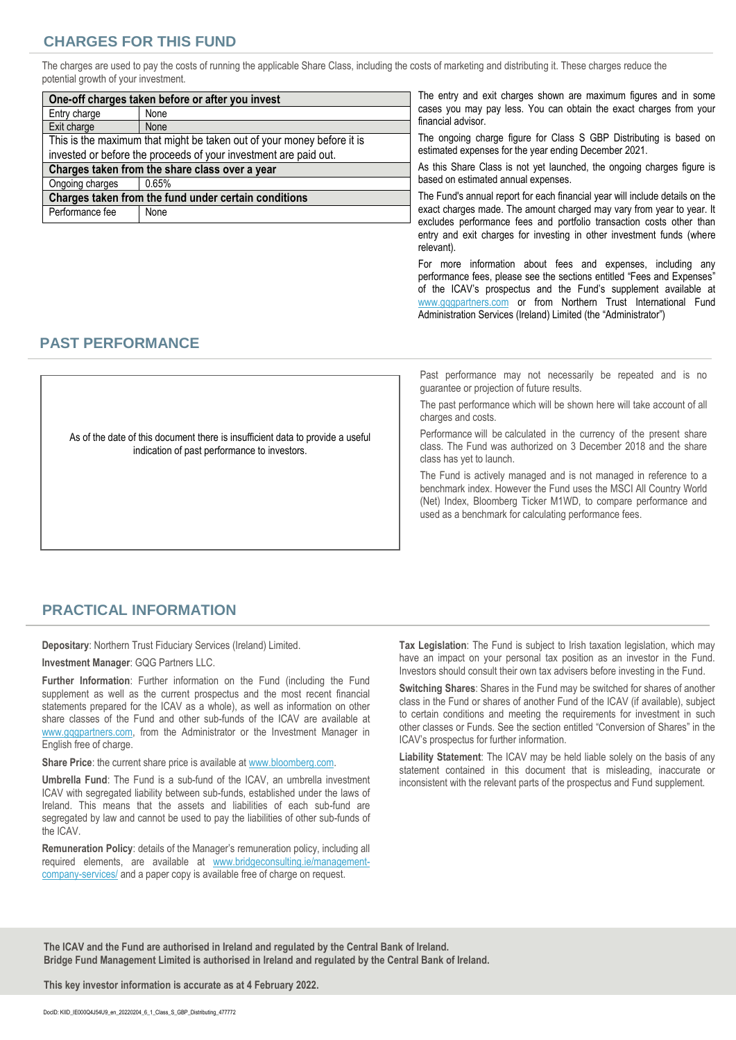## CHARGES FOR THIS FUND

The charges are used to pay the costs of running the applicable Share Class, including the costs of marketing and distributing it. These charges reduce the potential growth of your investment.

| One-off charges taken before or after you invest | |
|---|---|
| Entry charge | None |
| Exit charge | None |
| This is the maximum that might be taken out of your money before it is invested or before the proceeds of your investment are paid out. | |
| **Charges taken from the share class over a year** | |
| Ongoing charges | 0.65% |
| **Charges taken from the fund under certain conditions** | |
| Performance fee | None |

The entry and exit charges shown are maximum figures and in some cases you may pay less. You can obtain the exact charges from your financial advisor.

The ongoing charge figure for Class S GBP Distributing is based on estimated expenses for the year ending December 2021.

As this Share Class is not yet launched, the ongoing charges figure is based on estimated annual expenses.

The Fund's annual report for each financial year will include details on the exact charges made. The amount charged may vary from year to year. It excludes performance fees and portfolio transaction costs other than entry and exit charges for investing in other investment funds (where relevant).

For more information about fees and expenses, including any performance fees, please see the sections entitled "Fees and Expenses" of the ICAV's prospectus and the Fund's supplement available at www.gqgpartners.com or from Northern Trust International Fund Administration Services (Ireland) Limited (the "Administrator")

## PAST PERFORMANCE

As of the date of this document there is insufficient data to provide a useful indication of past performance to investors.

Past performance may not necessarily be repeated and is no guarantee or projection of future results.

The past performance which will be shown here will take account of all charges and costs.

Performance will be calculated in the currency of the present share class. The Fund was authorized on 3 December 2018 and the share class has yet to launch.

The Fund is actively managed and is not managed in reference to a benchmark index. However the Fund uses the MSCI All Country World (Net) Index, Bloomberg Ticker M1WD, to compare performance and used as a benchmark for calculating performance fees.

## PRACTICAL INFORMATION

**Depositary**: Northern Trust Fiduciary Services (Ireland) Limited.

**Investment Manager**: GQG Partners LLC.

**Further Information**: Further information on the Fund (including the Fund supplement as well as the current prospectus and the most recent financial statements prepared for the ICAV as a whole), as well as information on other share classes of the Fund and other sub-funds of the ICAV are available at www.gqgpartners.com, from the Administrator or the Investment Manager in English free of charge.

**Share Price**: the current share price is available at www.bloomberg.com.

**Umbrella Fund**: The Fund is a sub-fund of the ICAV, an umbrella investment ICAV with segregated liability between sub-funds, established under the laws of Ireland. This means that the assets and liabilities of each sub-fund are segregated by law and cannot be used to pay the liabilities of other sub-funds of the ICAV.

**Remuneration Policy**: details of the Manager's remuneration policy, including all required elements, are available at www.bridgeconsulting.ie/management-company-services/ and a paper copy is available free of charge on request.

**Tax Legislation**: The Fund is subject to Irish taxation legislation, which may have an impact on your personal tax position as an investor in the Fund. Investors should consult their own tax advisers before investing in the Fund.

**Switching Shares**: Shares in the Fund may be switched for shares of another class in the Fund or shares of another Fund of the ICAV (if available), subject to certain conditions and meeting the requirements for investment in such other classes or Funds. See the section entitled "Conversion of Shares" in the ICAV's prospectus for further information.

**Liability Statement**: The ICAV may be held liable solely on the basis of any statement contained in this document that is misleading, inaccurate or inconsistent with the relevant parts of the prospectus and Fund supplement.

**The ICAV and the Fund are authorised in Ireland and regulated by the Central Bank of Ireland.**
**Bridge Fund Management Limited is authorised in Ireland and regulated by the Central Bank of Ireland.**

**This key investor information is accurate as at 4 February 2022.**

DocID: KIID_IE000Q4J54U9_en_20220204_6_1_Class_S_GBP_Distributing_477772